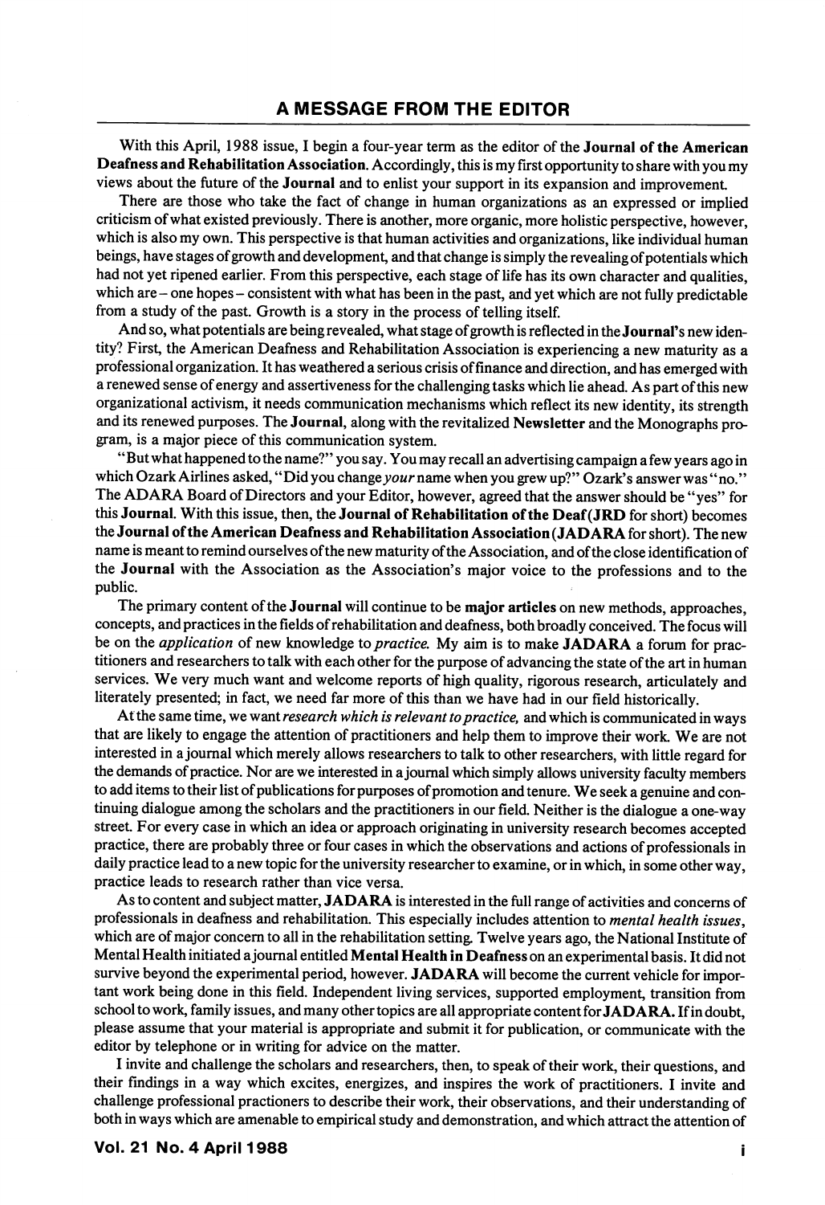# A MESSAGE FROM THE EDITOR

With this April, 1988 issue, I begin a four-year term as the editor of the **Journal of the American Deafness and Rehabilitation Association.** Accordingly, this is my first opportunity to share with you my views about the future of the **Journal** and to enlist your support in its expansion and improvement.

There are those who take the fact of change in human organizations as an expressed or implied criticism of what existed previously. There is another, more organic, more holistic perspective, however, which is also my own. This perspective is that human activities and organizations, like individual human beings, have stages of growth and development, and that change is simply the revealing of potentials which had not yet ripened earlier. From this perspective, each stage of life has its own character and qualities, which are – one hopes – consistent with what has been in the past, and yet which are not fully predictable from a study of the past. Growth is a story in the process of telling itself.

And so, what potentials are being revealed, what stage of growth is reflected in the **Journal**'s new identity? First, the American Deafness and Rehabilitation Association is experiencing a new maturity as a professional organization. It has weathered a serious crisis of finance and direction, and has emerged with a renewed sense of energy and assertiveness for the challenging tasks which lie ahead. As part of this new organizational activism, it needs communication mechanisms which reflect its new identity, its strength and its renewed purposes. The **Journal**, along with the revitalized **Newsletter** and the Monographs program, is a major piece of this communication system.

"But what happened to the name?" you say. You may recall an advertising campaign a few years ago in which Ozark Airlines asked, "Did you change *your* name when you grew up?" Ozark's answer was "no." The ADARA Board of Directors and your Editor, however, agreed that the answer should be "yes" for this **Journal**. With this issue, then, the **Journal of Rehabilitation of the Deaf (JRD** for short) becomes the **Journal of the American Deafness and Rehabilitation Association (JADARA** for short). The new name is meant to remind ourselves of the new maturity of the Association, and of the close identification of the **Journal** with the Association as the Association's major voice to the professions and to the public.

The primary content of the **Journal** will continue to be **major articles** on new methods, approaches, concepts, and practices in the fields of rehabilitation and deafness, both broadly conceived. The focus will be on the *application* of new knowledge to *practice*. My aim is to make **JADARA** a forum for practitioners and researchers to talk with each other for the purpose of advancing the state of the art in human services. We very much want and welcome reports of high quality, rigorous research, articulately and literately presented; in fact, we need far more of this than we have had in our field historically.

At the same time, we want *research which is relevant to practice,* and which is communicated in ways that are likely to engage the attention of practitioners and help them to improve their work. We are not interested in a journal which merely allows researchers to talk to other researchers, with little regard for the demands of practice. Nor are we interested in a journal which simply allows university faculty members to add items to their list of publications for purposes of promotion and tenure. We seek a genuine and continuing dialogue among the scholars and the practitioners in our field. Neither is the dialogue a one-way street. For every case in which an idea or approach originating in university research becomes accepted practice, there are probably three or four cases in which the observations and actions of professionals in daily practice lead to a new topic for the university researcher to examine, or in which, in some other way, practice leads to research rather than vice versa.

As to content and subject matter, **JADARA** is interested in the full range of activities and concerns of professionals in deafness and rehabilitation. This especially includes attention to *mental health issues*, which are of major concern to all in the rehabilitation setting. Twelve years ago, the National Institute of Mental Health initiated a journal entitled **Mental Health in Deafness** on an experimental basis. It did not survive beyond the experimental period, however. **JADARA** will become the current vehicle for important work being done in this field. Independent living services, supported employment, transition from school to work, family issues, and many other topics are all appropriate content for **JADARA**. If in doubt, please assume that your material is appropriate and submit it for publication, or communicate with the editor by telephone or in writing for advice on the matter.

I invite and challenge the scholars and researchers, then, to speak of their work, their questions, and their findings in a way which excites, energizes, and inspires the work of practitioners. I invite and challenge professional practioners to describe their work, their observations, and their understanding of both in ways which are amenable to empirical study and demonstration, and which attract the attention of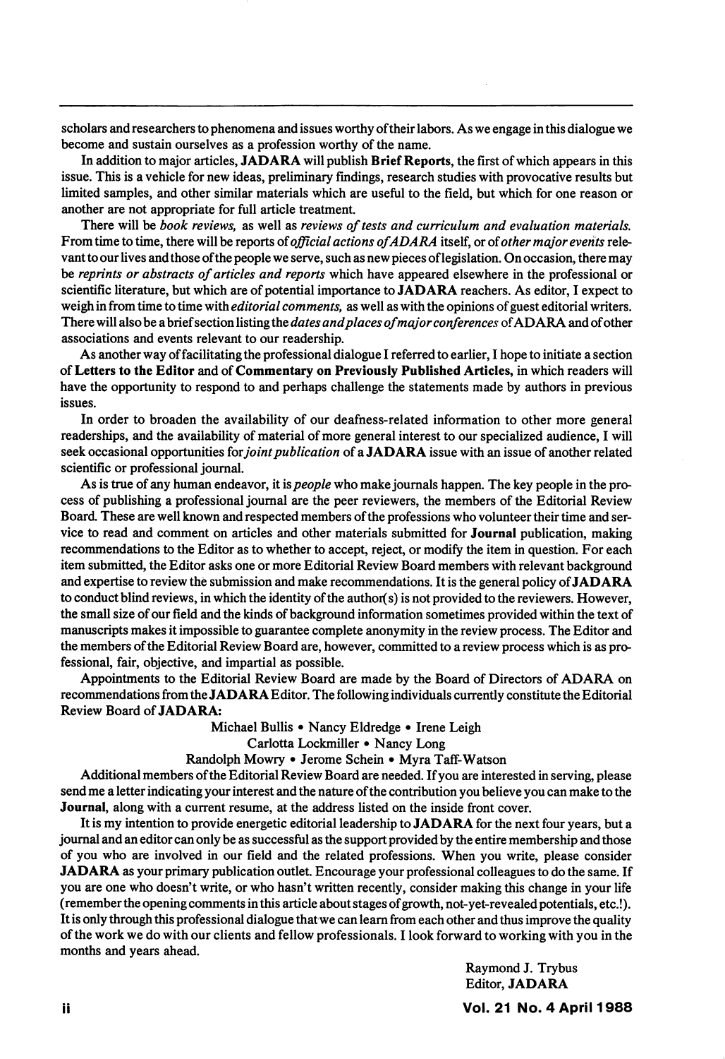scholars and researchers to phenomena and issues worthy of their labors. As we engage in this dialogue we become and sustain ourselves as a profession worthy of the name.

In addition to major articles, **JADARA** will publish **Brief Reports**, the first of which appears in this issue. This is a vehicle for new ideas, preliminary findings, research studies with provocative results but limited samples, and other similar materials which are useful to the field, but which for one reason or another are not appropriate for full article treatment.

There will be *book reviews,* as well as *reviews of tests and curriculum and evaluation materials.* From time to time, there will be reports of *official actions of ADARA* itself, or of *other major events* relevant to our lives and those of the people we serve, such as new pieces of legislation. On occasion, there may be *reprints or abstracts of articles and reports* which have appeared elsewhere in the professional or scientific literature, but which are of potential importance to **JADARA** reachers. As editor, I expect to weigh in from time to time with *editorial comments,* as well as with the opinions of guest editorial writers. There will also be a brief section listing the *dates and places of major conferences* of ADARA and of other associations and events relevant to our readership.

As another way of facilitating the professional dialogue I referred to earlier, I hope to initiate a section of **Letters to the Editor** and of **Commentary on Previously Published Articles,** in which readers will have the opportunity to respond to and perhaps challenge the statements made by authors in previous issues.

In order to broaden the availability of our deafness-related information to other more general readerships, and the availability of material of more general interest to our specialized audience, I will seek occasional opportunities for *joint publication* of a **JADARA** issue with an issue of another related scientific or professional journal.

As is true of any human endeavor, it is *people* who make journals happen. The key people in the process of publishing a professional journal are the peer reviewers, the members of the Editorial Review Board. These are well known and respected members of the professions who volunteer their time and service to read and comment on articles and other materials submitted for **Journal** publication, making recommendations to the Editor as to whether to accept, reject, or modify the item in question. For each item submitted, the Editor asks one or more Editorial Review Board members with relevant background and expertise to review the submission and make recommendations. It is the general policy of **JADARA** to conduct blind reviews, in which the identity of the author(s) is not provided to the reviewers. However, the small size of our field and the kinds of background information sometimes provided within the text of manuscripts makes it impossible to guarantee complete anonymity in the review process. The Editor and the members of the Editorial Review Board are, however, committed to a review process which is as professional, fair, objective, and impartial as possible.

Appointments to the Editorial Review Board are made by the Board of Directors of ADARA on recommendations from the **JADARA** Editor. The following individuals currently constitute the Editorial Review Board of **JADARA:**

Michael Bullis • Nancy Eldredge • Irene Leigh
Carlotta Lockmiller • Nancy Long
Randolph Mowry • Jerome Schein • Myra Taff-Watson

Additional members of the Editorial Review Board are needed. If you are interested in serving, please send me a letter indicating your interest and the nature of the contribution you believe you can make to the **Journal**, along with a current resume, at the address listed on the inside front cover.

It is my intention to provide energetic editorial leadership to **JADARA** for the next four years, but a journal and an editor can only be as successful as the support provided by the entire membership and those of you who are involved in our field and the related professions. When you write, please consider **JADARA** as your primary publication outlet. Encourage your professional colleagues to do the same. If you are one who doesn't write, or who hasn't written recently, consider making this change in your life (remember the opening comments in this article about stages of growth, not-yet-revealed potentials, etc.!). It is only through this professional dialogue that we can learn from each other and thus improve the quality of the work we do with our clients and fellow professionals. I look forward to working with you in the months and years ahead.

Raymond J. Trybus
Editor, **JADARA**